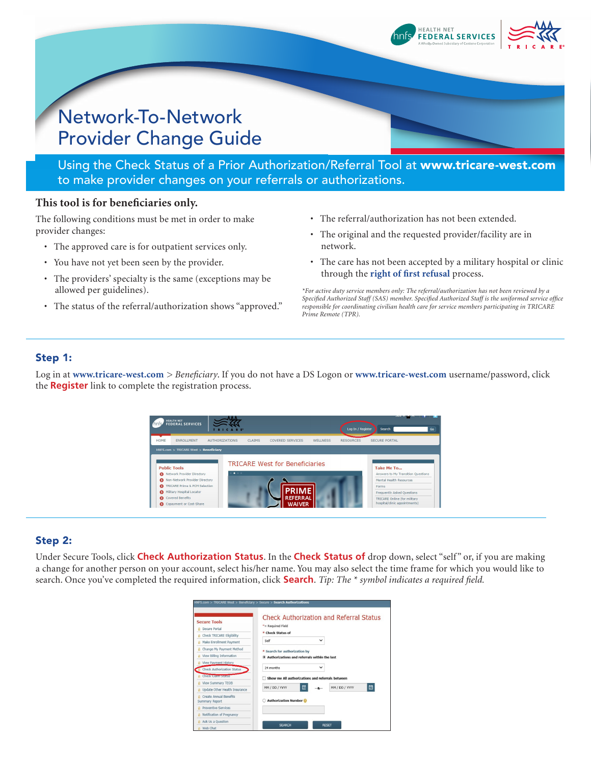# Network-To-Network Provider Change Guide

## Using the Check Status of a Prior Authorization/Referral Tool at **www.tricare-west.com** to make provider changes on your referrals or authorizations.

### This tool is for beneficiaries only.

The following conditions must be met in order to make provider changes:

- The approved care is for outpatient services only.
- You have not yet been seen by the provider.
- The providers' specialty is the same (exceptions may be allowed per guidelines).
- The status of the referral/authorization shows "approved."
- The referral/authorization has not been extended.
- The original and the requested provider/facility are in network.
- The care has not been accepted by a military hospital or clinic through the **right of first refusal** process.

*\*For active duty service members only: The referral/authorization has not been reviewed by a Specified Authorized Staff (SAS) member. Specified Authorized Staff is the uniformed service office responsible for coordinating civilian health care for service members participating in TRICARE Prime Remote (TPR).*

## Step 1:

Log in at **www.tricare-west.com** > *Beneficiary*. If you do not have a DS Logon or **www.tricare-west.com** username/password, click the **Register** link to complete the registration process.

## Step 2:

Under Secure Tools, click **Check Authorization Status**. In the **Check Status of** drop down, select "self" or, if you are making a change for another person on your account, select his/her name. You may also select the time frame for which you would like to search. Once you've completed the required information, click **Search**. *Tip: The \* symbol indicates a required field.*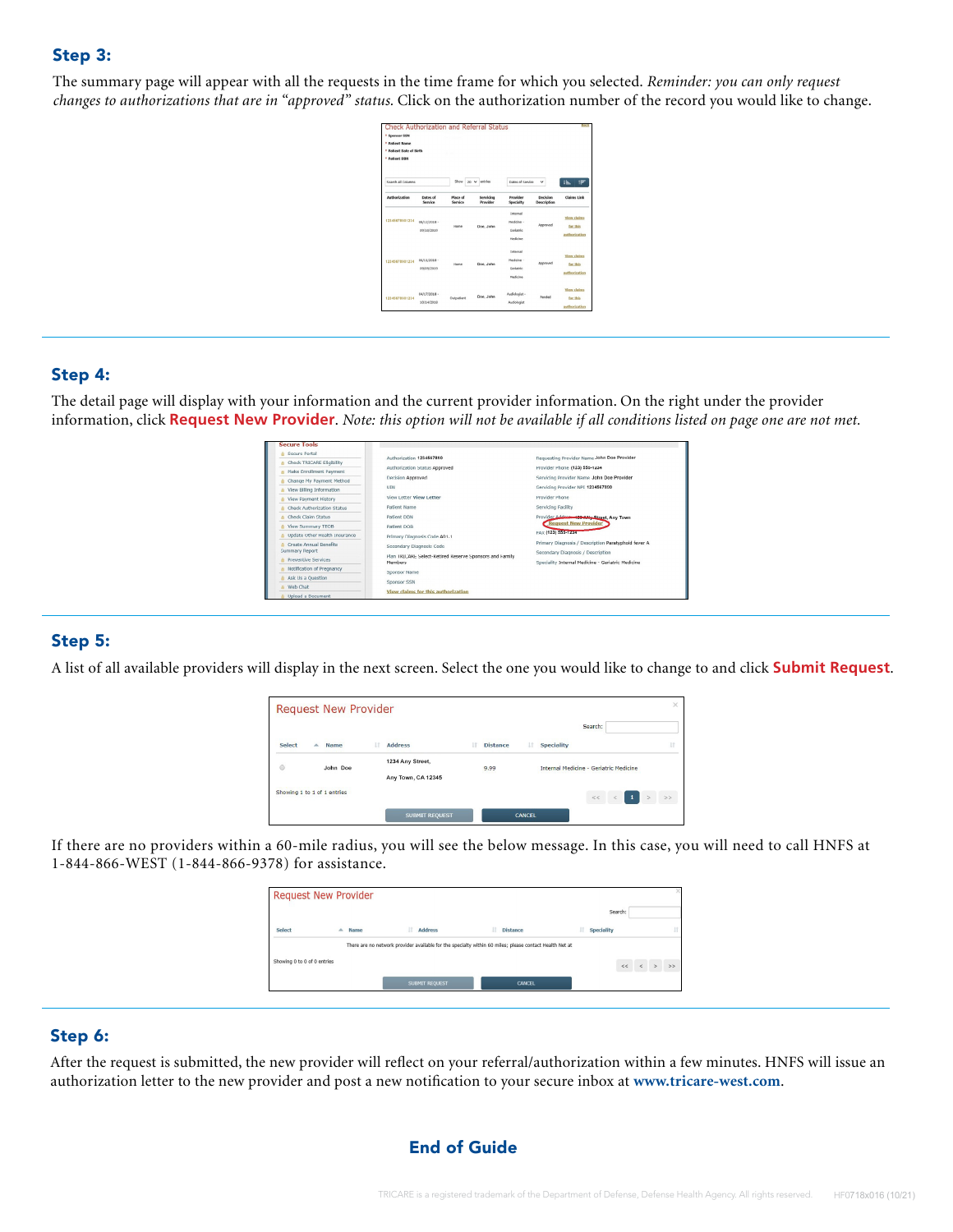## Step 3:

The summary page will appear with all the requests in the time frame for which you selected. *Reminder: you can only request changes to authorizations that are in "approved" status.* Click on the authorization number of the record you would like to change.

## Step 4:

The detail page will display with your information and the current provider information. On the right under the provider information, click **Request New Provider**. *Note: this option will not be available if all conditions listed on page one are not met.*

## Step 5:

A list of all available providers will display in the next screen. Select the one you would like to change to and click **Submit Request**.

If there are no providers within a 60-mile radius, you will see the below message. In this case, you will need to call HNFS at 1-844-866-WEST (1-844-866-9378) for assistance.

## Step 6:

After the request is submitted, the new provider will reflect on your referral/authorization within a few minutes. HNFS will issue an authorization letter to the new provider and post a new notification to your secure inbox at **www.tricare-west.com**.

## End of Guide

TRICARE is a registered trademark of the Department of Defense, Defense Health Agency. All rights reserved. HF0718x016 (10/21)